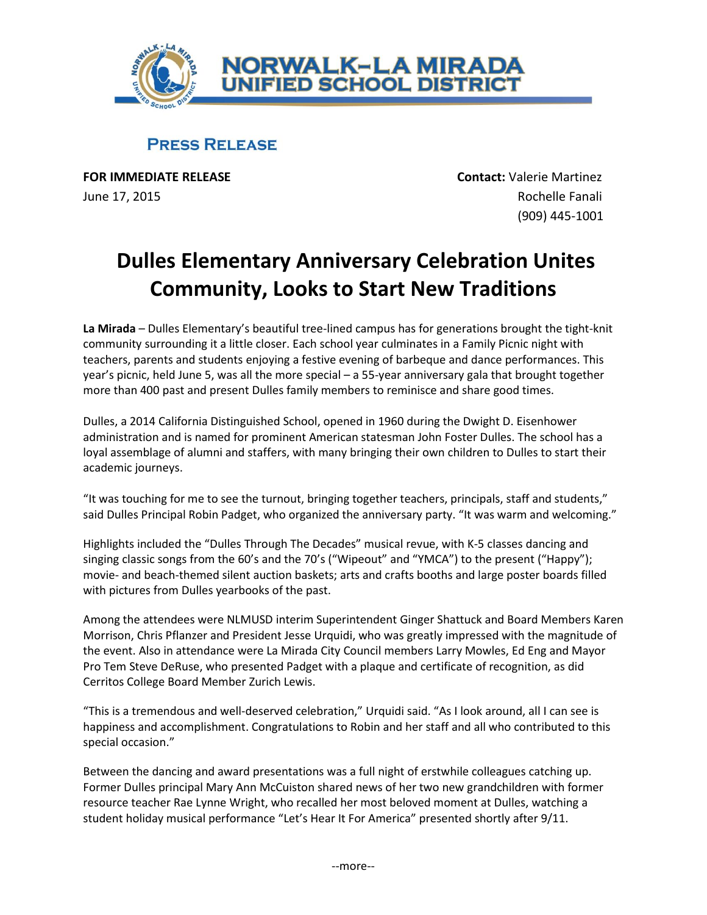# NORWALK–LA MIRADA UNIFIED SCHOOL DISTRICT

## PRESS RELEASE

**FOR IMMEDIATE RELEASE**
June 17, 2015

**Contact:** Valerie Martinez
Rochelle Fanali
(909) 445-1001

# Dulles Elementary Anniversary Celebration Unites Community, Looks to Start New Traditions

**La Mirada** – Dulles Elementary's beautiful tree-lined campus has for generations brought the tight-knit community surrounding it a little closer. Each school year culminates in a Family Picnic night with teachers, parents and students enjoying a festive evening of barbeque and dance performances. This year's picnic, held June 5, was all the more special – a 55-year anniversary gala that brought together more than 400 past and present Dulles family members to reminisce and share good times.

Dulles, a 2014 California Distinguished School, opened in 1960 during the Dwight D. Eisenhower administration and is named for prominent American statesman John Foster Dulles. The school has a loyal assemblage of alumni and staffers, with many bringing their own children to Dulles to start their academic journeys.

"It was touching for me to see the turnout, bringing together teachers, principals, staff and students," said Dulles Principal Robin Padget, who organized the anniversary party. "It was warm and welcoming."

Highlights included the "Dulles Through The Decades" musical revue, with K-5 classes dancing and singing classic songs from the 60's and the 70's ("Wipeout" and "YMCA") to the present ("Happy"); movie- and beach-themed silent auction baskets; arts and crafts booths and large poster boards filled with pictures from Dulles yearbooks of the past.

Among the attendees were NLMUSD interim Superintendent Ginger Shattuck and Board Members Karen Morrison, Chris Pflanzer and President Jesse Urquidi, who was greatly impressed with the magnitude of the event. Also in attendance were La Mirada City Council members Larry Mowles, Ed Eng and Mayor Pro Tem Steve DeRuse, who presented Padget with a plaque and certificate of recognition, as did Cerritos College Board Member Zurich Lewis.

"This is a tremendous and well-deserved celebration," Urquidi said. "As I look around, all I can see is happiness and accomplishment. Congratulations to Robin and her staff and all who contributed to this special occasion."

Between the dancing and award presentations was a full night of erstwhile colleagues catching up. Former Dulles principal Mary Ann McCuiston shared news of her two new grandchildren with former resource teacher Rae Lynne Wright, who recalled her most beloved moment at Dulles, watching a student holiday musical performance "Let's Hear It For America" presented shortly after 9/11.

--more--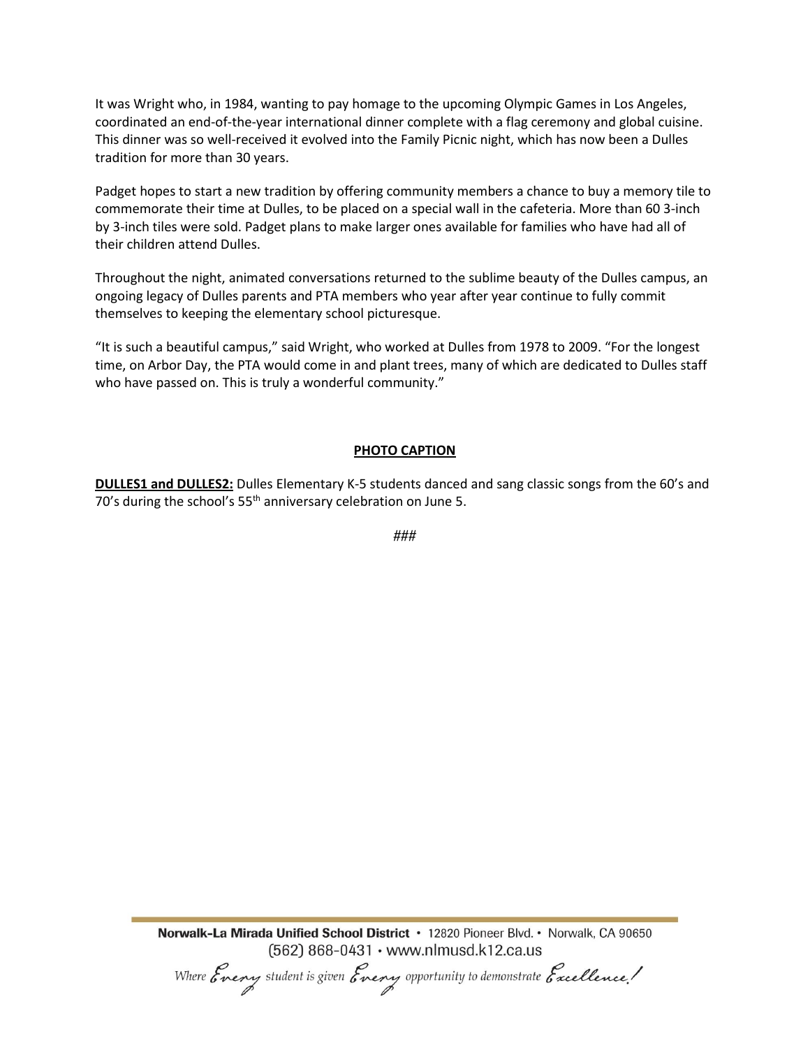It was Wright who, in 1984, wanting to pay homage to the upcoming Olympic Games in Los Angeles, coordinated an end-of-the-year international dinner complete with a flag ceremony and global cuisine. This dinner was so well-received it evolved into the Family Picnic night, which has now been a Dulles tradition for more than 30 years.

Padget hopes to start a new tradition by offering community members a chance to buy a memory tile to commemorate their time at Dulles, to be placed on a special wall in the cafeteria. More than 60 3-inch by 3-inch tiles were sold. Padget plans to make larger ones available for families who have had all of their children attend Dulles.

Throughout the night, animated conversations returned to the sublime beauty of the Dulles campus, an ongoing legacy of Dulles parents and PTA members who year after year continue to fully commit themselves to keeping the elementary school picturesque.

"It is such a beautiful campus," said Wright, who worked at Dulles from 1978 to 2009. "For the longest time, on Arbor Day, the PTA would come in and plant trees, many of which are dedicated to Dulles staff who have passed on. This is truly a wonderful community."

**PHOTO CAPTION**

**DULLES1 and DULLES2:** Dulles Elementary K-5 students danced and sang classic songs from the 60's and 70's during the school's 55th anniversary celebration on June 5.

###

**Norwalk-La Mirada Unified School District** • 12820 Pioneer Blvd. • Norwalk, CA 90650
(562) 868-0431 • www.nlmusd.k12.ca.us

*Where Every student is given Every opportunity to demonstrate Excellence!*